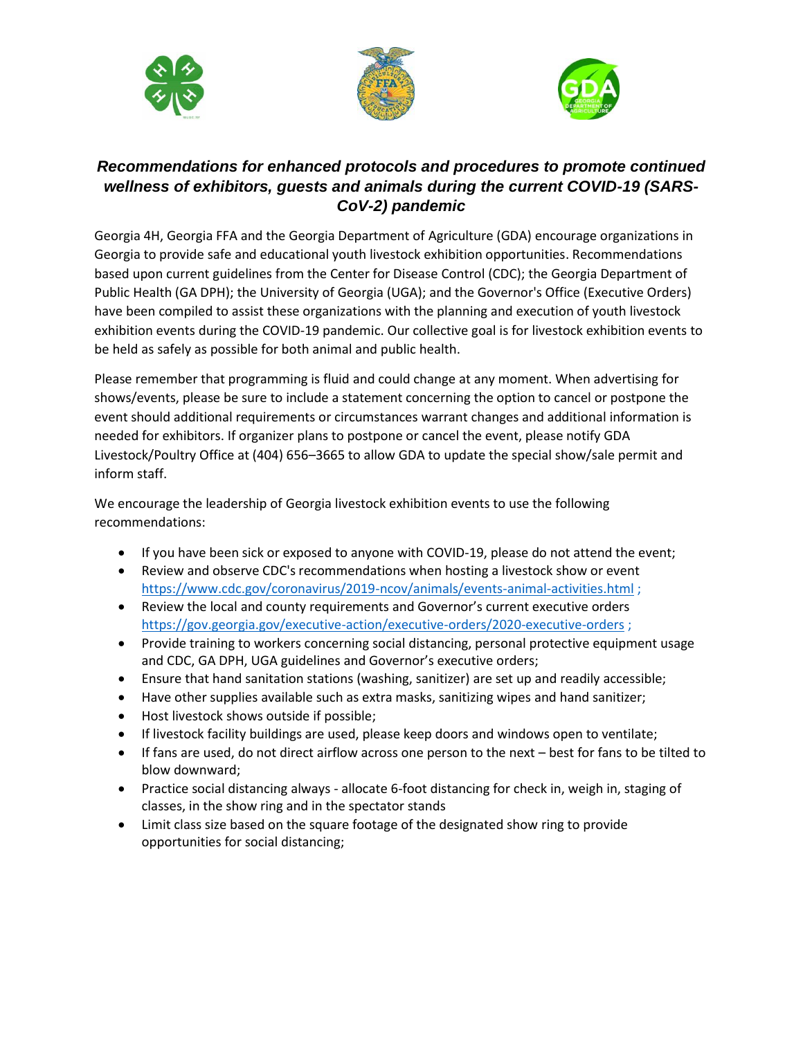***Recommendations for enhanced protocols and procedures to promote continued wellness of exhibitors, guests and animals during the current COVID-19 (SARS-CoV-2) pandemic***

Georgia 4H, Georgia FFA and the Georgia Department of Agriculture (GDA) encourage organizations in Georgia to provide safe and educational youth livestock exhibition opportunities. Recommendations based upon current guidelines from the Center for Disease Control (CDC); the Georgia Department of Public Health (GA DPH); the University of Georgia (UGA); and the Governor's Office (Executive Orders) have been compiled to assist these organizations with the planning and execution of youth livestock exhibition events during the COVID-19 pandemic. Our collective goal is for livestock exhibition events to be held as safely as possible for both animal and public health.

Please remember that programming is fluid and could change at any moment. When advertising for shows/events, please be sure to include a statement concerning the option to cancel or postpone the event should additional requirements or circumstances warrant changes and additional information is needed for exhibitors. If organizer plans to postpone or cancel the event, please notify GDA Livestock/Poultry Office at (404) 656–3665 to allow GDA to update the special show/sale permit and inform staff.

We encourage the leadership of Georgia livestock exhibition events to use the following recommendations:

- If you have been sick or exposed to anyone with COVID-19, please do not attend the event;
- Review and observe CDC's recommendations when hosting a livestock show or event https://www.cdc.gov/coronavirus/2019-ncov/animals/events-animal-activities.html ;
- Review the local and county requirements and Governor's current executive orders https://gov.georgia.gov/executive-action/executive-orders/2020-executive-orders ;
- Provide training to workers concerning social distancing, personal protective equipment usage and CDC, GA DPH, UGA guidelines and Governor's executive orders;
- Ensure that hand sanitation stations (washing, sanitizer) are set up and readily accessible;
- Have other supplies available such as extra masks, sanitizing wipes and hand sanitizer;
- Host livestock shows outside if possible;
- If livestock facility buildings are used, please keep doors and windows open to ventilate;
- If fans are used, do not direct airflow across one person to the next – best for fans to be tilted to blow downward;
- Practice social distancing always - allocate 6-foot distancing for check in, weigh in, staging of classes, in the show ring and in the spectator stands
- Limit class size based on the square footage of the designated show ring to provide opportunities for social distancing;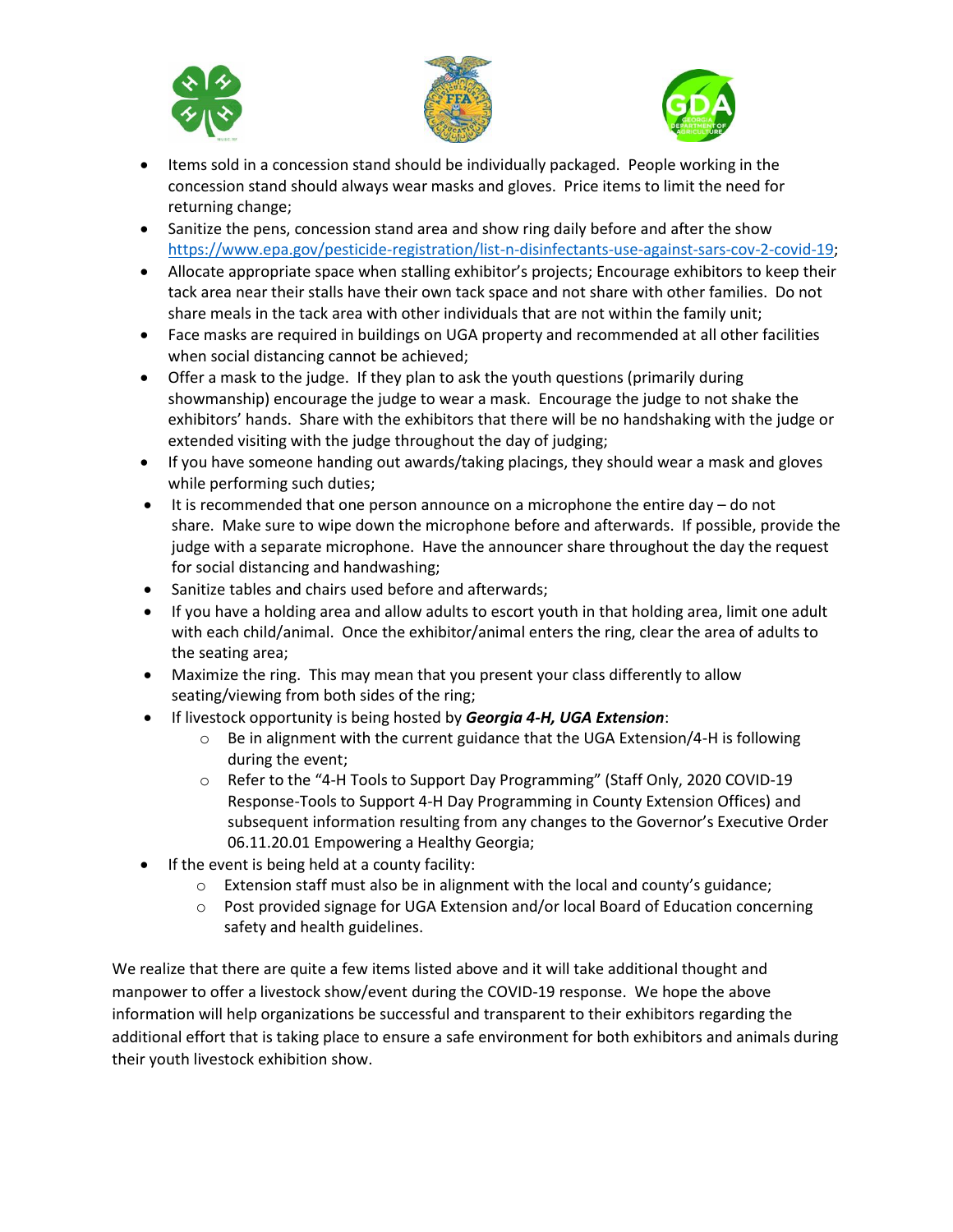- Items sold in a concession stand should be individually packaged. People working in the concession stand should always wear masks and gloves. Price items to limit the need for returning change;
- Sanitize the pens, concession stand area and show ring daily before and after the show https://www.epa.gov/pesticide-registration/list-n-disinfectants-use-against-sars-cov-2-covid-19;
- Allocate appropriate space when stalling exhibitor's projects; Encourage exhibitors to keep their tack area near their stalls have their own tack space and not share with other families. Do not share meals in the tack area with other individuals that are not within the family unit;
- Face masks are required in buildings on UGA property and recommended at all other facilities when social distancing cannot be achieved;
- Offer a mask to the judge. If they plan to ask the youth questions (primarily during showmanship) encourage the judge to wear a mask. Encourage the judge to not shake the exhibitors' hands. Share with the exhibitors that there will be no handshaking with the judge or extended visiting with the judge throughout the day of judging;
- If you have someone handing out awards/taking placings, they should wear a mask and gloves while performing such duties;
- It is recommended that one person announce on a microphone the entire day – do not share. Make sure to wipe down the microphone before and afterwards. If possible, provide the judge with a separate microphone. Have the announcer share throughout the day the request for social distancing and handwashing;
- Sanitize tables and chairs used before and afterwards;
- If you have a holding area and allow adults to escort youth in that holding area, limit one adult with each child/animal. Once the exhibitor/animal enters the ring, clear the area of adults to the seating area;
- Maximize the ring. This may mean that you present your class differently to allow seating/viewing from both sides of the ring;
- If livestock opportunity is being hosted by ***Georgia 4-H, UGA Extension***:
    - Be in alignment with the current guidance that the UGA Extension/4-H is following during the event;
    - Refer to the "4-H Tools to Support Day Programming" (Staff Only, 2020 COVID-19 Response-Tools to Support 4-H Day Programming in County Extension Offices) and subsequent information resulting from any changes to the Governor's Executive Order 06.11.20.01 Empowering a Healthy Georgia;
- If the event is being held at a county facility:
    - Extension staff must also be in alignment with the local and county's guidance;
    - Post provided signage for UGA Extension and/or local Board of Education concerning safety and health guidelines.

We realize that there are quite a few items listed above and it will take additional thought and manpower to offer a livestock show/event during the COVID-19 response. We hope the above information will help organizations be successful and transparent to their exhibitors regarding the additional effort that is taking place to ensure a safe environment for both exhibitors and animals during their youth livestock exhibition show.